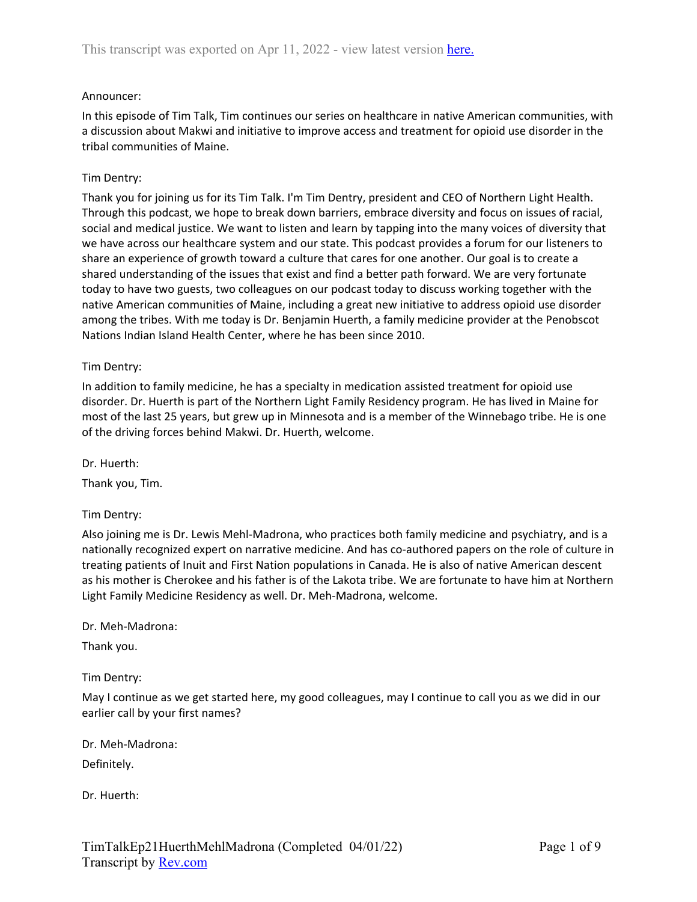This transcript was exported on Apr 11, 2022 - view latest version here.

Announcer:

In this episode of Tim Talk, Tim continues our series on healthcare in native American communities, with a discussion about Makwi and initiative to improve access and treatment for opioid use disorder in the tribal communities of Maine.

Tim Dentry:

Thank you for joining us for its Tim Talk. I'm Tim Dentry, president and CEO of Northern Light Health. Through this podcast, we hope to break down barriers, embrace diversity and focus on issues of racial, social and medical justice. We want to listen and learn by tapping into the many voices of diversity that we have across our healthcare system and our state. This podcast provides a forum for our listeners to share an experience of growth toward a culture that cares for one another. Our goal is to create a shared understanding of the issues that exist and find a better path forward. We are very fortunate today to have two guests, two colleagues on our podcast today to discuss working together with the native American communities of Maine, including a great new initiative to address opioid use disorder among the tribes. With me today is Dr. Benjamin Huerth, a family medicine provider at the Penobscot Nations Indian Island Health Center, where he has been since 2010.

Tim Dentry:

In addition to family medicine, he has a specialty in medication assisted treatment for opioid use disorder. Dr. Huerth is part of the Northern Light Family Residency program. He has lived in Maine for most of the last 25 years, but grew up in Minnesota and is a member of the Winnebago tribe. He is one of the driving forces behind Makwi. Dr. Huerth, welcome.

Dr. Huerth:

Thank you, Tim.

Tim Dentry:

Also joining me is Dr. Lewis Mehl-Madrona, who practices both family medicine and psychiatry, and is a nationally recognized expert on narrative medicine. And has co-authored papers on the role of culture in treating patients of Inuit and First Nation populations in Canada. He is also of native American descent as his mother is Cherokee and his father is of the Lakota tribe. We are fortunate to have him at Northern Light Family Medicine Residency as well. Dr. Meh-Madrona, welcome.

Dr. Meh-Madrona:

Thank you.

Tim Dentry:

May I continue as we get started here, my good colleagues, may I continue to call you as we did in our earlier call by your first names?

Dr. Meh-Madrona:

Definitely.

Dr. Huerth: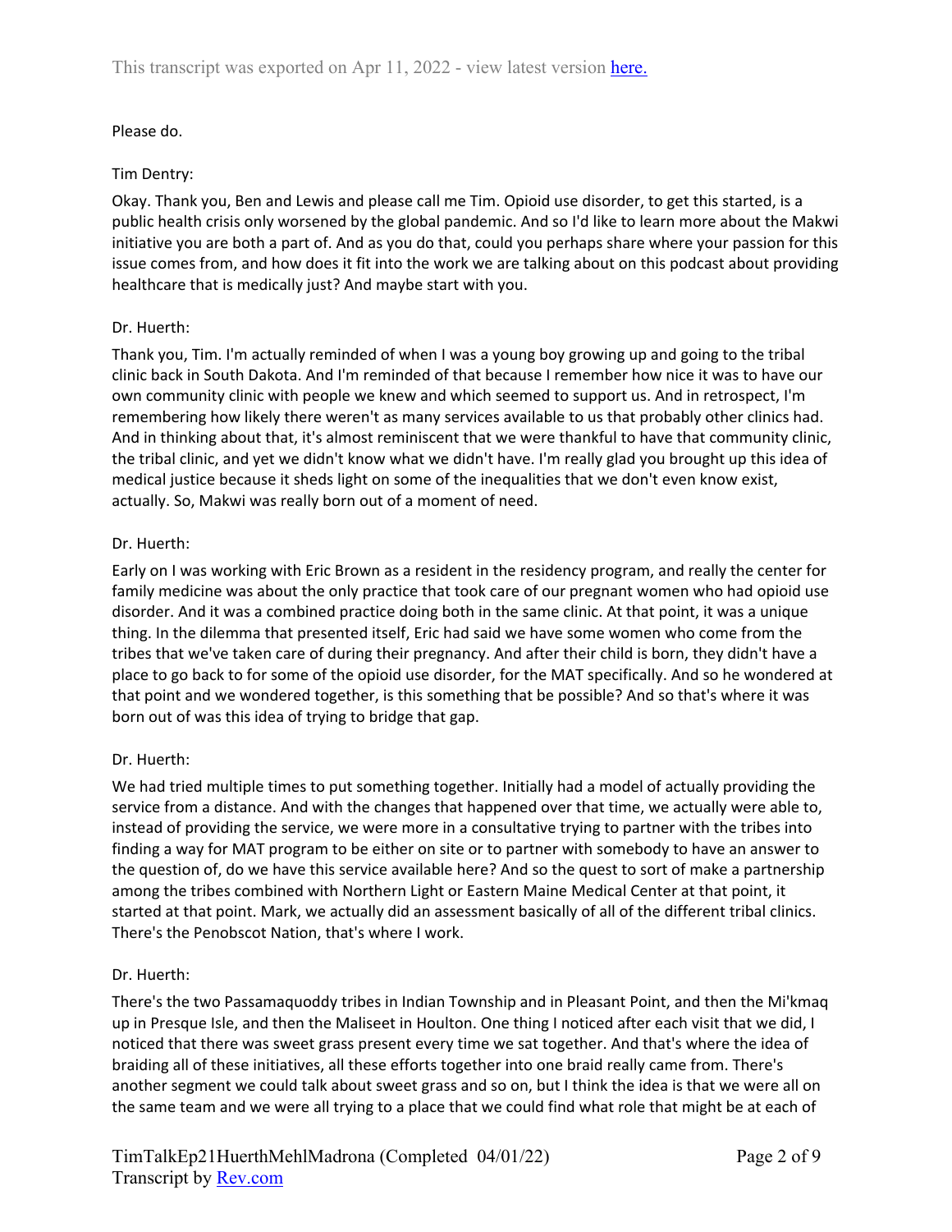Please do.

Tim Dentry:

Okay. Thank you, Ben and Lewis and please call me Tim. Opioid use disorder, to get this started, is a public health crisis only worsened by the global pandemic. And so I'd like to learn more about the Makwi initiative you are both a part of. And as you do that, could you perhaps share where your passion for this issue comes from, and how does it fit into the work we are talking about on this podcast about providing healthcare that is medically just? And maybe start with you.

Dr. Huerth:

Thank you, Tim. I'm actually reminded of when I was a young boy growing up and going to the tribal clinic back in South Dakota. And I'm reminded of that because I remember how nice it was to have our own community clinic with people we knew and which seemed to support us. And in retrospect, I'm remembering how likely there weren't as many services available to us that probably other clinics had. And in thinking about that, it's almost reminiscent that we were thankful to have that community clinic, the tribal clinic, and yet we didn't know what we didn't have. I'm really glad you brought up this idea of medical justice because it sheds light on some of the inequalities that we don't even know exist, actually. So, Makwi was really born out of a moment of need.

Dr. Huerth:

Early on I was working with Eric Brown as a resident in the residency program, and really the center for family medicine was about the only practice that took care of our pregnant women who had opioid use disorder. And it was a combined practice doing both in the same clinic. At that point, it was a unique thing. In the dilemma that presented itself, Eric had said we have some women who come from the tribes that we've taken care of during their pregnancy. And after their child is born, they didn't have a place to go back to for some of the opioid use disorder, for the MAT specifically. And so he wondered at that point and we wondered together, is this something that be possible? And so that's where it was born out of was this idea of trying to bridge that gap.

Dr. Huerth:

We had tried multiple times to put something together. Initially had a model of actually providing the service from a distance. And with the changes that happened over that time, we actually were able to, instead of providing the service, we were more in a consultative trying to partner with the tribes into finding a way for MAT program to be either on site or to partner with somebody to have an answer to the question of, do we have this service available here? And so the quest to sort of make a partnership among the tribes combined with Northern Light or Eastern Maine Medical Center at that point, it started at that point. Mark, we actually did an assessment basically of all of the different tribal clinics. There's the Penobscot Nation, that's where I work.

Dr. Huerth:

There's the two Passamaquoddy tribes in Indian Township and in Pleasant Point, and then the Mi'kmaq up in Presque Isle, and then the Maliseet in Houlton. One thing I noticed after each visit that we did, I noticed that there was sweet grass present every time we sat together. And that's where the idea of braiding all of these initiatives, all these efforts together into one braid really came from. There's another segment we could talk about sweet grass and so on, but I think the idea is that we were all on the same team and we were all trying to a place that we could find what role that might be at each of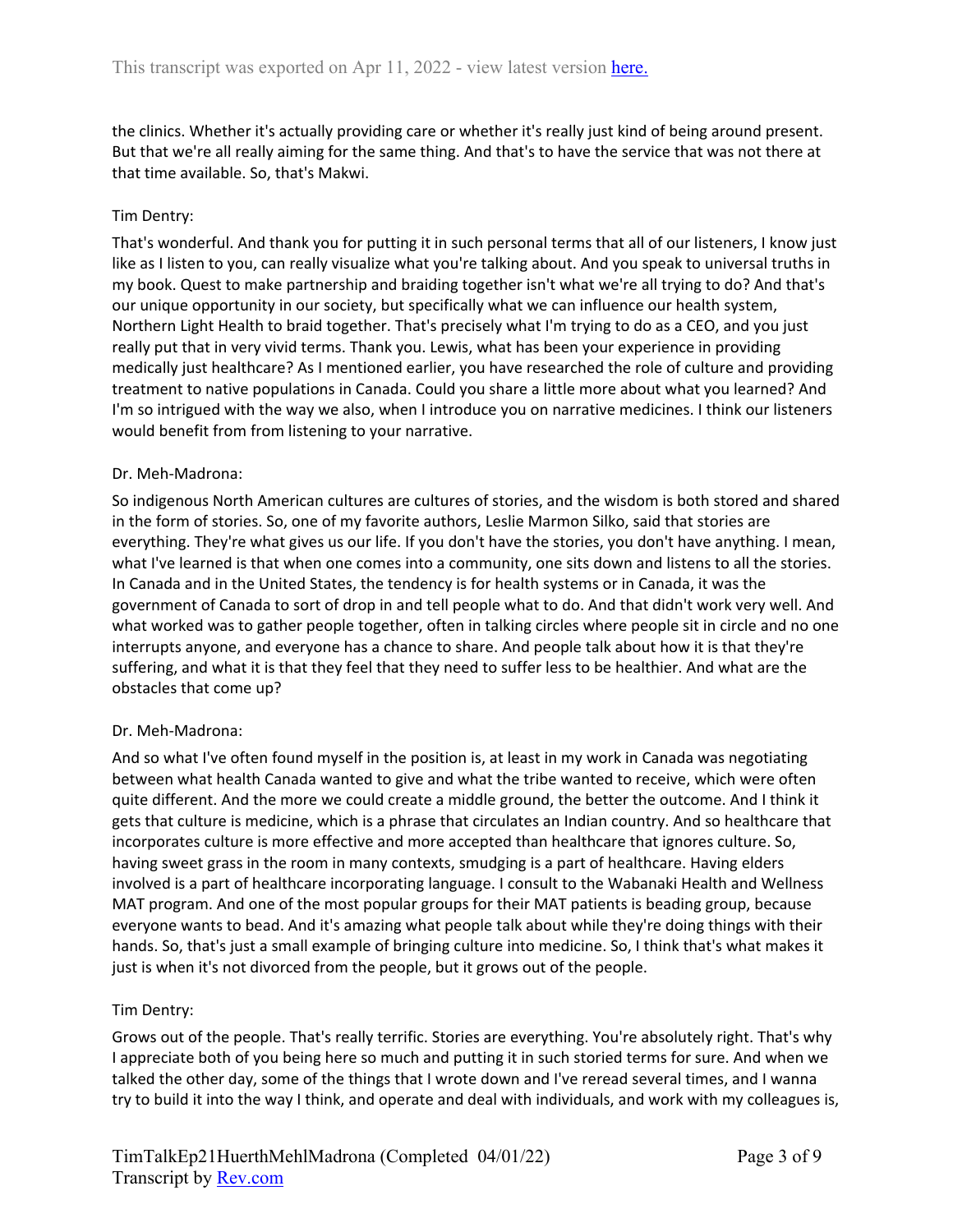the clinics. Whether it's actually providing care or whether it's really just kind of being around present. But that we're all really aiming for the same thing. And that's to have the service that was not there at that time available. So, that's Makwi.

Tim Dentry:

That's wonderful. And thank you for putting it in such personal terms that all of our listeners, I know just like as I listen to you, can really visualize what you're talking about. And you speak to universal truths in my book. Quest to make partnership and braiding together isn't what we're all trying to do? And that's our unique opportunity in our society, but specifically what we can influence our health system, Northern Light Health to braid together. That's precisely what I'm trying to do as a CEO, and you just really put that in very vivid terms. Thank you. Lewis, what has been your experience in providing medically just healthcare? As I mentioned earlier, you have researched the role of culture and providing treatment to native populations in Canada. Could you share a little more about what you learned? And I'm so intrigued with the way we also, when I introduce you on narrative medicines. I think our listeners would benefit from from listening to your narrative.

Dr. Meh-Madrona:

So indigenous North American cultures are cultures of stories, and the wisdom is both stored and shared in the form of stories. So, one of my favorite authors, Leslie Marmon Silko, said that stories are everything. They're what gives us our life. If you don't have the stories, you don't have anything. I mean, what I've learned is that when one comes into a community, one sits down and listens to all the stories. In Canada and in the United States, the tendency is for health systems or in Canada, it was the government of Canada to sort of drop in and tell people what to do. And that didn't work very well. And what worked was to gather people together, often in talking circles where people sit in circle and no one interrupts anyone, and everyone has a chance to share. And people talk about how it is that they're suffering, and what it is that they feel that they need to suffer less to be healthier. And what are the obstacles that come up?

Dr. Meh-Madrona:

And so what I've often found myself in the position is, at least in my work in Canada was negotiating between what health Canada wanted to give and what the tribe wanted to receive, which were often quite different. And the more we could create a middle ground, the better the outcome. And I think it gets that culture is medicine, which is a phrase that circulates an Indian country. And so healthcare that incorporates culture is more effective and more accepted than healthcare that ignores culture. So, having sweet grass in the room in many contexts, smudging is a part of healthcare. Having elders involved is a part of healthcare incorporating language. I consult to the Wabanaki Health and Wellness MAT program. And one of the most popular groups for their MAT patients is beading group, because everyone wants to bead. And it's amazing what people talk about while they're doing things with their hands. So, that's just a small example of bringing culture into medicine. So, I think that's what makes it just is when it's not divorced from the people, but it grows out of the people.

Tim Dentry:

Grows out of the people. That's really terrific. Stories are everything. You're absolutely right. That's why I appreciate both of you being here so much and putting it in such storied terms for sure. And when we talked the other day, some of the things that I wrote down and I've reread several times, and I wanna try to build it into the way I think, and operate and deal with individuals, and work with my colleagues is,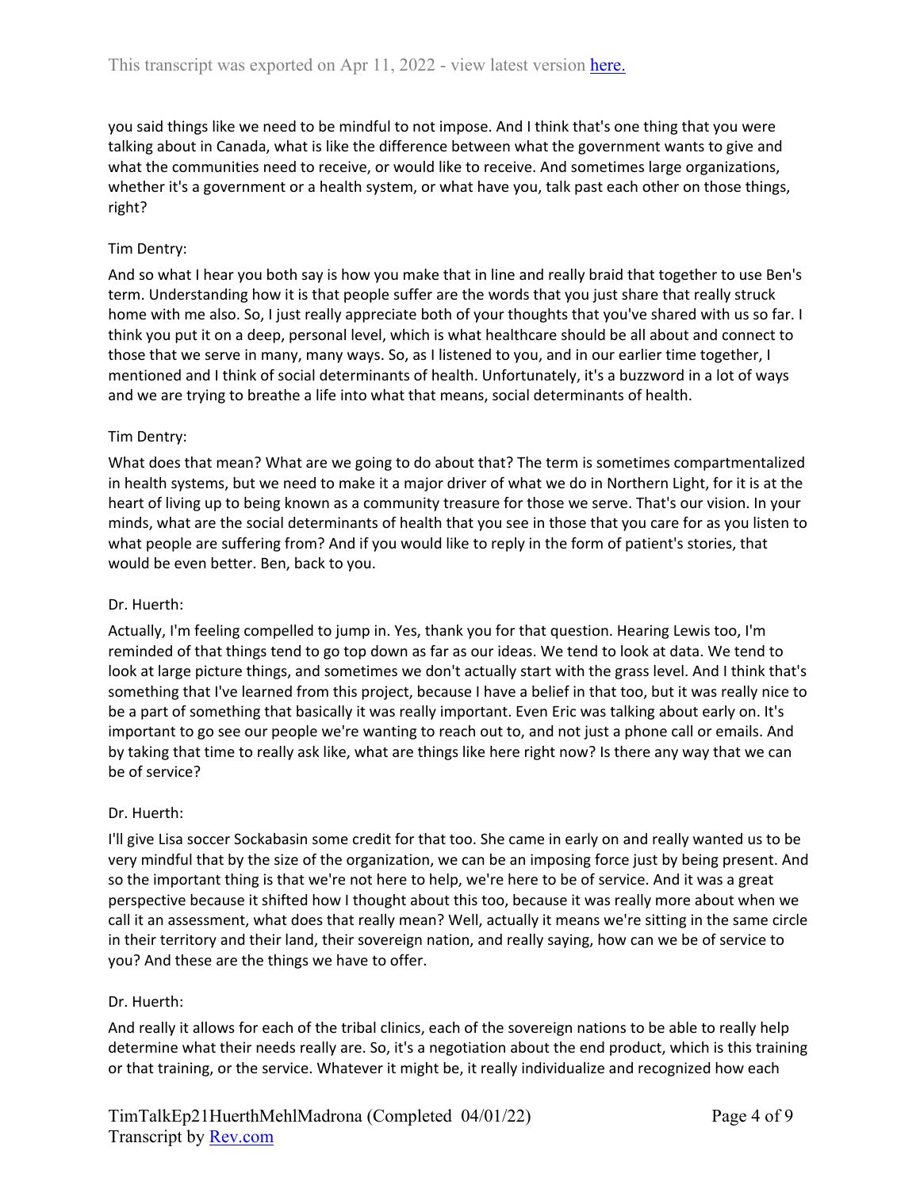you said things like we need to be mindful to not impose. And I think that's one thing that you were talking about in Canada, what is like the difference between what the government wants to give and what the communities need to receive, or would like to receive. And sometimes large organizations, whether it's a government or a health system, or what have you, talk past each other on those things, right?

Tim Dentry:

And so what I hear you both say is how you make that in line and really braid that together to use Ben's term. Understanding how it is that people suffer are the words that you just share that really struck home with me also. So, I just really appreciate both of your thoughts that you've shared with us so far. I think you put it on a deep, personal level, which is what healthcare should be all about and connect to those that we serve in many, many ways. So, as I listened to you, and in our earlier time together, I mentioned and I think of social determinants of health. Unfortunately, it's a buzzword in a lot of ways and we are trying to breathe a life into what that means, social determinants of health.

Tim Dentry:

What does that mean? What are we going to do about that? The term is sometimes compartmentalized in health systems, but we need to make it a major driver of what we do in Northern Light, for it is at the heart of living up to being known as a community treasure for those we serve. That's our vision. In your minds, what are the social determinants of health that you see in those that you care for as you listen to what people are suffering from? And if you would like to reply in the form of patient's stories, that would be even better. Ben, back to you.

Dr. Huerth:

Actually, I'm feeling compelled to jump in. Yes, thank you for that question. Hearing Lewis too, I'm reminded of that things tend to go top down as far as our ideas. We tend to look at data. We tend to look at large picture things, and sometimes we don't actually start with the grass level. And I think that's something that I've learned from this project, because I have a belief in that too, but it was really nice to be a part of something that basically it was really important. Even Eric was talking about early on. It's important to go see our people we're wanting to reach out to, and not just a phone call or emails. And by taking that time to really ask like, what are things like here right now? Is there any way that we can be of service?

Dr. Huerth:

I'll give Lisa soccer Sockabasin some credit for that too. She came in early on and really wanted us to be very mindful that by the size of the organization, we can be an imposing force just by being present. And so the important thing is that we're not here to help, we're here to be of service. And it was a great perspective because it shifted how I thought about this too, because it was really more about when we call it an assessment, what does that really mean? Well, actually it means we're sitting in the same circle in their territory and their land, their sovereign nation, and really saying, how can we be of service to you? And these are the things we have to offer.

Dr. Huerth:

And really it allows for each of the tribal clinics, each of the sovereign nations to be able to really help determine what their needs really are. So, it's a negotiation about the end product, which is this training or that training, or the service. Whatever it might be, it really individualize and recognized how each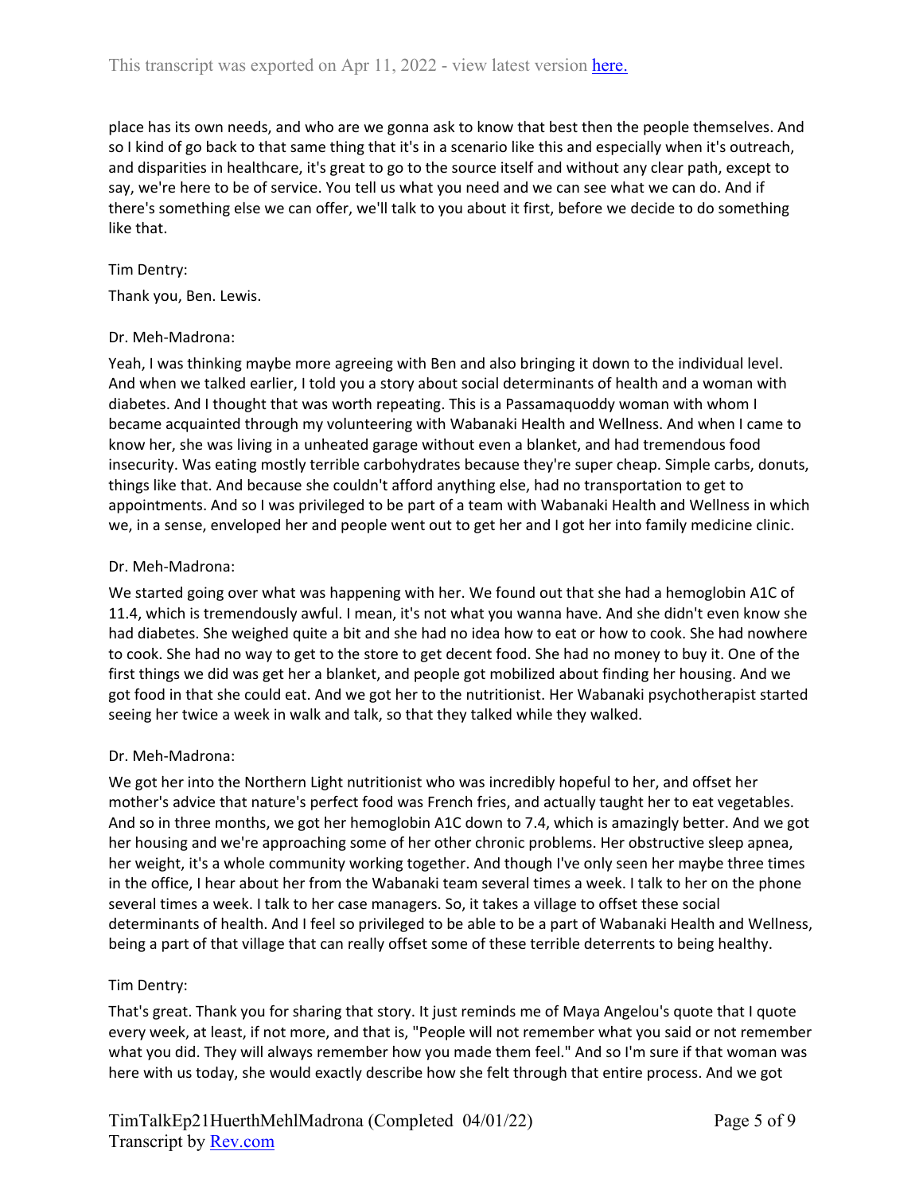place has its own needs, and who are we gonna ask to know that best then the people themselves. And so I kind of go back to that same thing that it's in a scenario like this and especially when it's outreach, and disparities in healthcare, it's great to go to the source itself and without any clear path, except to say, we're here to be of service. You tell us what you need and we can see what we can do. And if there's something else we can offer, we'll talk to you about it first, before we decide to do something like that.

Tim Dentry:

Thank you, Ben. Lewis.

Dr. Meh-Madrona:

Yeah, I was thinking maybe more agreeing with Ben and also bringing it down to the individual level. And when we talked earlier, I told you a story about social determinants of health and a woman with diabetes. And I thought that was worth repeating. This is a Passamaquoddy woman with whom I became acquainted through my volunteering with Wabanaki Health and Wellness. And when I came to know her, she was living in a unheated garage without even a blanket, and had tremendous food insecurity. Was eating mostly terrible carbohydrates because they're super cheap. Simple carbs, donuts, things like that. And because she couldn't afford anything else, had no transportation to get to appointments. And so I was privileged to be part of a team with Wabanaki Health and Wellness in which we, in a sense, enveloped her and people went out to get her and I got her into family medicine clinic.

Dr. Meh-Madrona:

We started going over what was happening with her. We found out that she had a hemoglobin A1C of 11.4, which is tremendously awful. I mean, it's not what you wanna have. And she didn't even know she had diabetes. She weighed quite a bit and she had no idea how to eat or how to cook. She had nowhere to cook. She had no way to get to the store to get decent food. She had no money to buy it. One of the first things we did was get her a blanket, and people got mobilized about finding her housing. And we got food in that she could eat. And we got her to the nutritionist. Her Wabanaki psychotherapist started seeing her twice a week in walk and talk, so that they talked while they walked.

Dr. Meh-Madrona:

We got her into the Northern Light nutritionist who was incredibly hopeful to her, and offset her mother's advice that nature's perfect food was French fries, and actually taught her to eat vegetables. And so in three months, we got her hemoglobin A1C down to 7.4, which is amazingly better. And we got her housing and we're approaching some of her other chronic problems. Her obstructive sleep apnea, her weight, it's a whole community working together. And though I've only seen her maybe three times in the office, I hear about her from the Wabanaki team several times a week. I talk to her on the phone several times a week. I talk to her case managers. So, it takes a village to offset these social determinants of health. And I feel so privileged to be able to be a part of Wabanaki Health and Wellness, being a part of that village that can really offset some of these terrible deterrents to being healthy.

Tim Dentry:

That's great. Thank you for sharing that story. It just reminds me of Maya Angelou's quote that I quote every week, at least, if not more, and that is, "People will not remember what you said or not remember what you did. They will always remember how you made them feel." And so I'm sure if that woman was here with us today, she would exactly describe how she felt through that entire process. And we got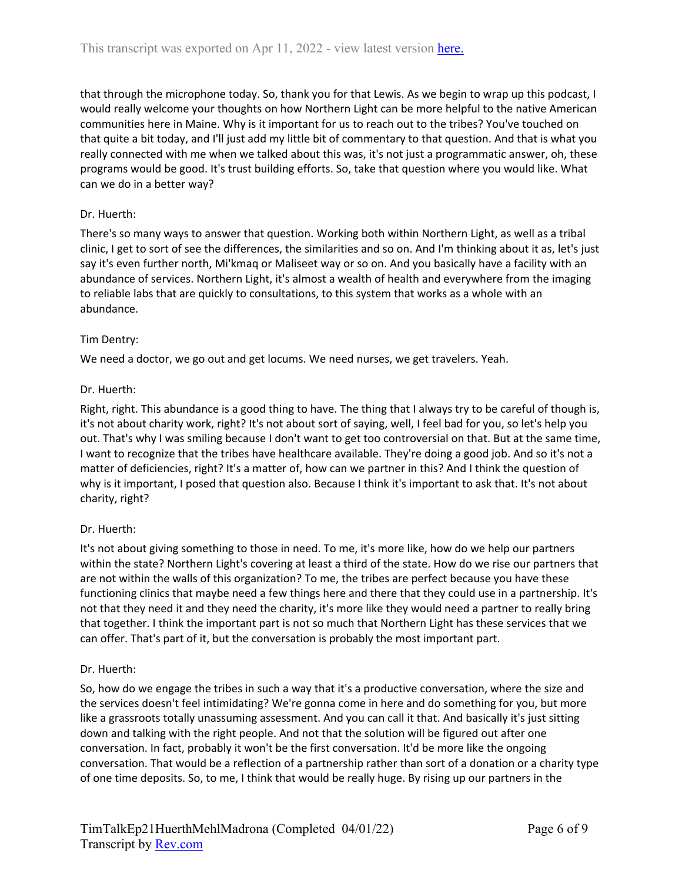that through the microphone today. So, thank you for that Lewis. As we begin to wrap up this podcast, I would really welcome your thoughts on how Northern Light can be more helpful to the native American communities here in Maine. Why is it important for us to reach out to the tribes? You've touched on that quite a bit today, and I'll just add my little bit of commentary to that question. And that is what you really connected with me when we talked about this was, it's not just a programmatic answer, oh, these programs would be good. It's trust building efforts. So, take that question where you would like. What can we do in a better way?

Dr. Huerth:

There's so many ways to answer that question. Working both within Northern Light, as well as a tribal clinic, I get to sort of see the differences, the similarities and so on. And I'm thinking about it as, let's just say it's even further north, Mi'kmaq or Maliseet way or so on. And you basically have a facility with an abundance of services. Northern Light, it's almost a wealth of health and everywhere from the imaging to reliable labs that are quickly to consultations, to this system that works as a whole with an abundance.

Tim Dentry:

We need a doctor, we go out and get locums. We need nurses, we get travelers. Yeah.

Dr. Huerth:

Right, right. This abundance is a good thing to have. The thing that I always try to be careful of though is, it's not about charity work, right? It's not about sort of saying, well, I feel bad for you, so let's help you out. That's why I was smiling because I don't want to get too controversial on that. But at the same time, I want to recognize that the tribes have healthcare available. They're doing a good job. And so it's not a matter of deficiencies, right? It's a matter of, how can we partner in this? And I think the question of why is it important, I posed that question also. Because I think it's important to ask that. It's not about charity, right?

Dr. Huerth:

It's not about giving something to those in need. To me, it's more like, how do we help our partners within the state? Northern Light's covering at least a third of the state. How do we rise our partners that are not within the walls of this organization? To me, the tribes are perfect because you have these functioning clinics that maybe need a few things here and there that they could use in a partnership. It's not that they need it and they need the charity, it's more like they would need a partner to really bring that together. I think the important part is not so much that Northern Light has these services that we can offer. That's part of it, but the conversation is probably the most important part.

Dr. Huerth:

So, how do we engage the tribes in such a way that it's a productive conversation, where the size and the services doesn't feel intimidating? We're gonna come in here and do something for you, but more like a grassroots totally unassuming assessment. And you can call it that. And basically it's just sitting down and talking with the right people. And not that the solution will be figured out after one conversation. In fact, probably it won't be the first conversation. It'd be more like the ongoing conversation. That would be a reflection of a partnership rather than sort of a donation or a charity type of one time deposits. So, to me, I think that would be really huge. By rising up our partners in the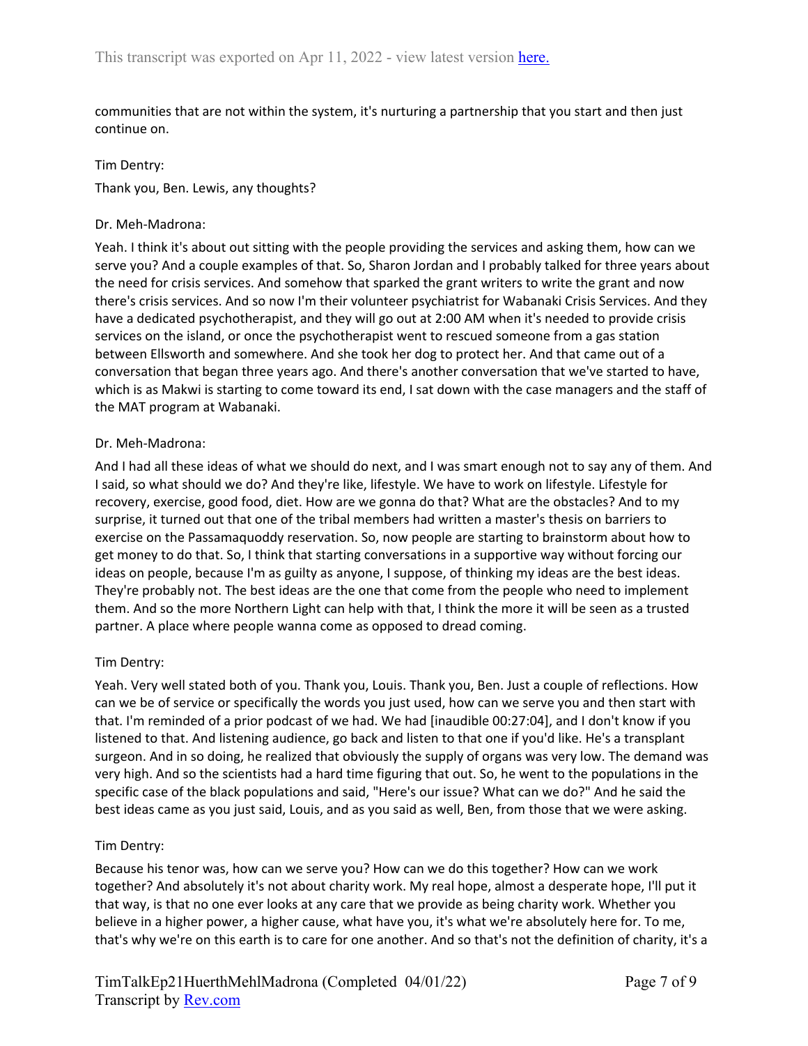communities that are not within the system, it's nurturing a partnership that you start and then just continue on.

Tim Dentry:

Thank you, Ben. Lewis, any thoughts?

Dr. Meh-Madrona:

Yeah. I think it's about out sitting with the people providing the services and asking them, how can we serve you? And a couple examples of that. So, Sharon Jordan and I probably talked for three years about the need for crisis services. And somehow that sparked the grant writers to write the grant and now there's crisis services. And so now I'm their volunteer psychiatrist for Wabanaki Crisis Services. And they have a dedicated psychotherapist, and they will go out at 2:00 AM when it's needed to provide crisis services on the island, or once the psychotherapist went to rescued someone from a gas station between Ellsworth and somewhere. And she took her dog to protect her. And that came out of a conversation that began three years ago. And there's another conversation that we've started to have, which is as Makwi is starting to come toward its end, I sat down with the case managers and the staff of the MAT program at Wabanaki.

Dr. Meh-Madrona:

And I had all these ideas of what we should do next, and I was smart enough not to say any of them. And I said, so what should we do? And they're like, lifestyle. We have to work on lifestyle. Lifestyle for recovery, exercise, good food, diet. How are we gonna do that? What are the obstacles? And to my surprise, it turned out that one of the tribal members had written a master's thesis on barriers to exercise on the Passamaquoddy reservation. So, now people are starting to brainstorm about how to get money to do that. So, I think that starting conversations in a supportive way without forcing our ideas on people, because I'm as guilty as anyone, I suppose, of thinking my ideas are the best ideas. They're probably not. The best ideas are the one that come from the people who need to implement them. And so the more Northern Light can help with that, I think the more it will be seen as a trusted partner. A place where people wanna come as opposed to dread coming.

Tim Dentry:

Yeah. Very well stated both of you. Thank you, Louis. Thank you, Ben. Just a couple of reflections. How can we be of service or specifically the words you just used, how can we serve you and then start with that. I'm reminded of a prior podcast of we had. We had [inaudible 00:27:04], and I don't know if you listened to that. And listening audience, go back and listen to that one if you'd like. He's a transplant surgeon. And in so doing, he realized that obviously the supply of organs was very low. The demand was very high. And so the scientists had a hard time figuring that out. So, he went to the populations in the specific case of the black populations and said, "Here's our issue? What can we do?" And he said the best ideas came as you just said, Louis, and as you said as well, Ben, from those that we were asking.

Tim Dentry:

Because his tenor was, how can we serve you? How can we do this together? How can we work together? And absolutely it's not about charity work. My real hope, almost a desperate hope, I'll put it that way, is that no one ever looks at any care that we provide as being charity work. Whether you believe in a higher power, a higher cause, what have you, it's what we're absolutely here for. To me, that's why we're on this earth is to care for one another. And so that's not the definition of charity, it's a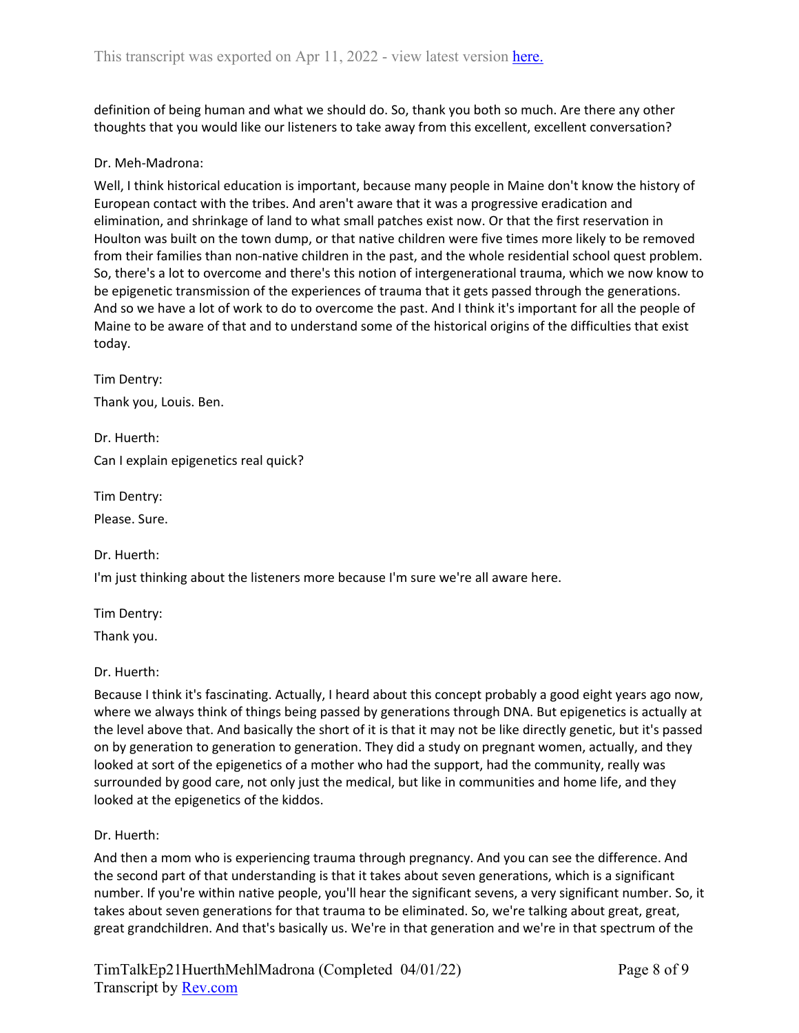definition of being human and what we should do. So, thank you both so much. Are there any other thoughts that you would like our listeners to take away from this excellent, excellent conversation?

Dr. Meh-Madrona:

Well, I think historical education is important, because many people in Maine don't know the history of European contact with the tribes. And aren't aware that it was a progressive eradication and elimination, and shrinkage of land to what small patches exist now. Or that the first reservation in Houlton was built on the town dump, or that native children were five times more likely to be removed from their families than non-native children in the past, and the whole residential school quest problem. So, there's a lot to overcome and there's this notion of intergenerational trauma, which we now know to be epigenetic transmission of the experiences of trauma that it gets passed through the generations. And so we have a lot of work to do to overcome the past. And I think it's important for all the people of Maine to be aware of that and to understand some of the historical origins of the difficulties that exist today.

Tim Dentry:

Thank you, Louis. Ben.

Dr. Huerth:

Can I explain epigenetics real quick?

Tim Dentry:

Please. Sure.

Dr. Huerth:

I'm just thinking about the listeners more because I'm sure we're all aware here.

Tim Dentry:

Thank you.

Dr. Huerth:

Because I think it's fascinating. Actually, I heard about this concept probably a good eight years ago now, where we always think of things being passed by generations through DNA. But epigenetics is actually at the level above that. And basically the short of it is that it may not be like directly genetic, but it's passed on by generation to generation to generation. They did a study on pregnant women, actually, and they looked at sort of the epigenetics of a mother who had the support, had the community, really was surrounded by good care, not only just the medical, but like in communities and home life, and they looked at the epigenetics of the kiddos.

Dr. Huerth:

And then a mom who is experiencing trauma through pregnancy. And you can see the difference. And the second part of that understanding is that it takes about seven generations, which is a significant number. If you're within native people, you'll hear the significant sevens, a very significant number. So, it takes about seven generations for that trauma to be eliminated. So, we're talking about great, great, great grandchildren. And that's basically us. We're in that generation and we're in that spectrum of the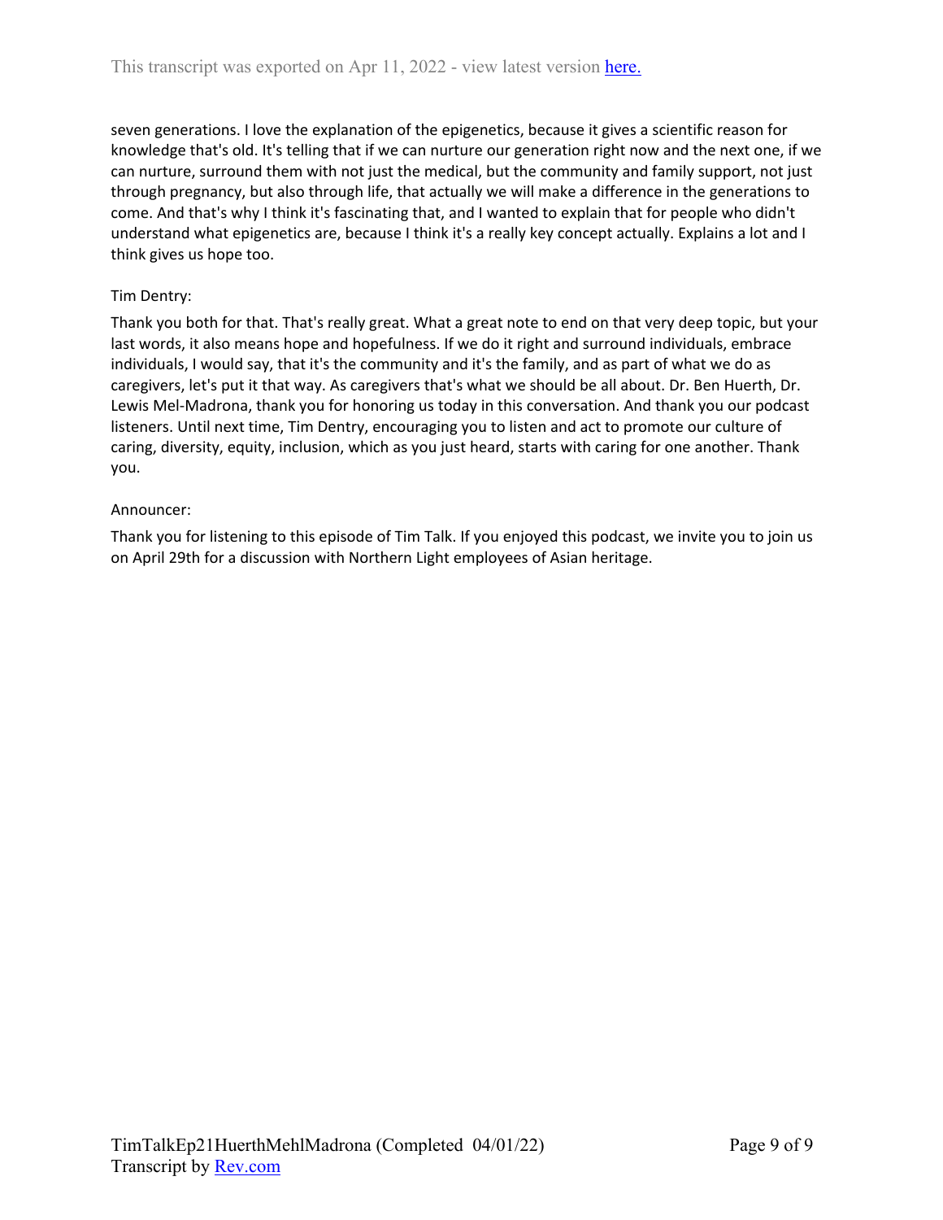seven generations. I love the explanation of the epigenetics, because it gives a scientific reason for knowledge that's old. It's telling that if we can nurture our generation right now and the next one, if we can nurture, surround them with not just the medical, but the community and family support, not just through pregnancy, but also through life, that actually we will make a difference in the generations to come. And that's why I think it's fascinating that, and I wanted to explain that for people who didn't understand what epigenetics are, because I think it's a really key concept actually. Explains a lot and I think gives us hope too.

Tim Dentry:

Thank you both for that. That's really great. What a great note to end on that very deep topic, but your last words, it also means hope and hopefulness. If we do it right and surround individuals, embrace individuals, I would say, that it's the community and it's the family, and as part of what we do as caregivers, let's put it that way. As caregivers that's what we should be all about. Dr. Ben Huerth, Dr. Lewis Mel-Madrona, thank you for honoring us today in this conversation. And thank you our podcast listeners. Until next time, Tim Dentry, encouraging you to listen and act to promote our culture of caring, diversity, equity, inclusion, which as you just heard, starts with caring for one another. Thank you.

Announcer:

Thank you for listening to this episode of Tim Talk. If you enjoyed this podcast, we invite you to join us on April 29th for a discussion with Northern Light employees of Asian heritage.